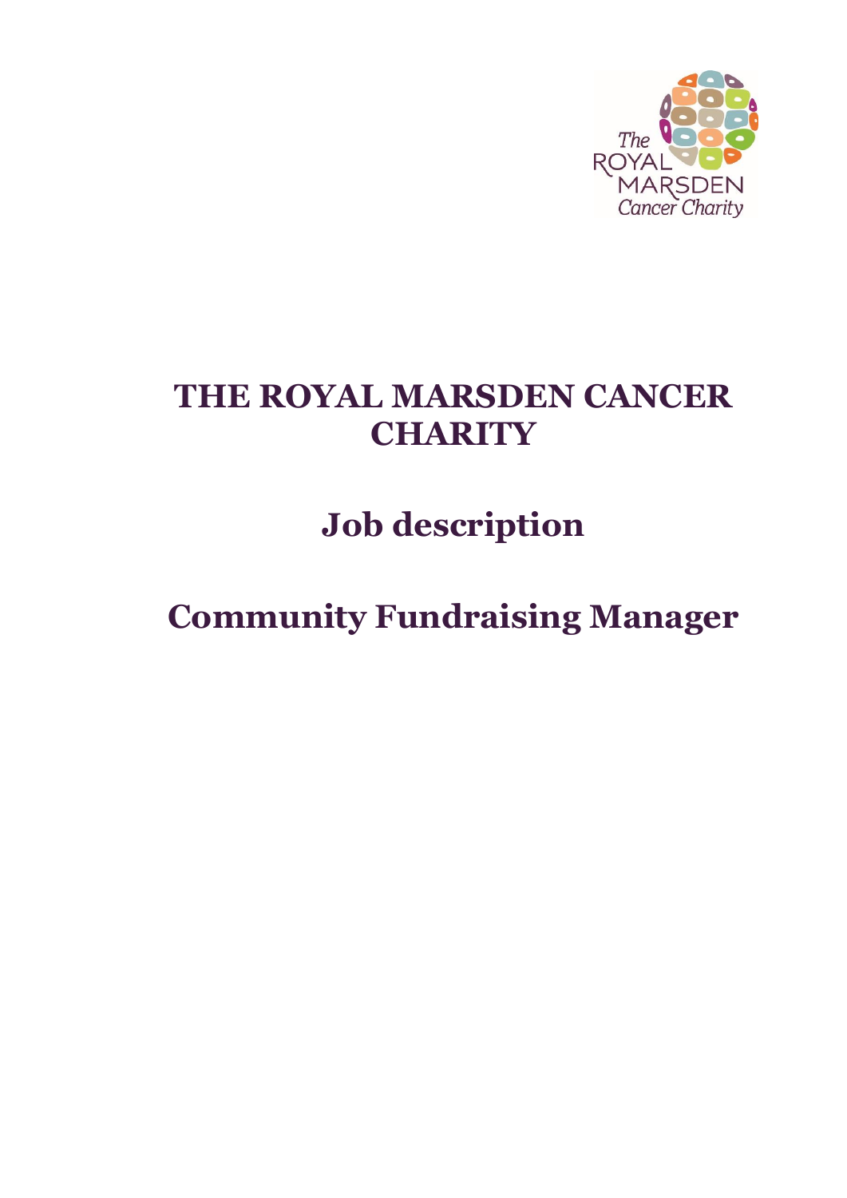# THE ROYAL MARSDEN CANCER CHARITY

## Job description

## Community Fundraising Manager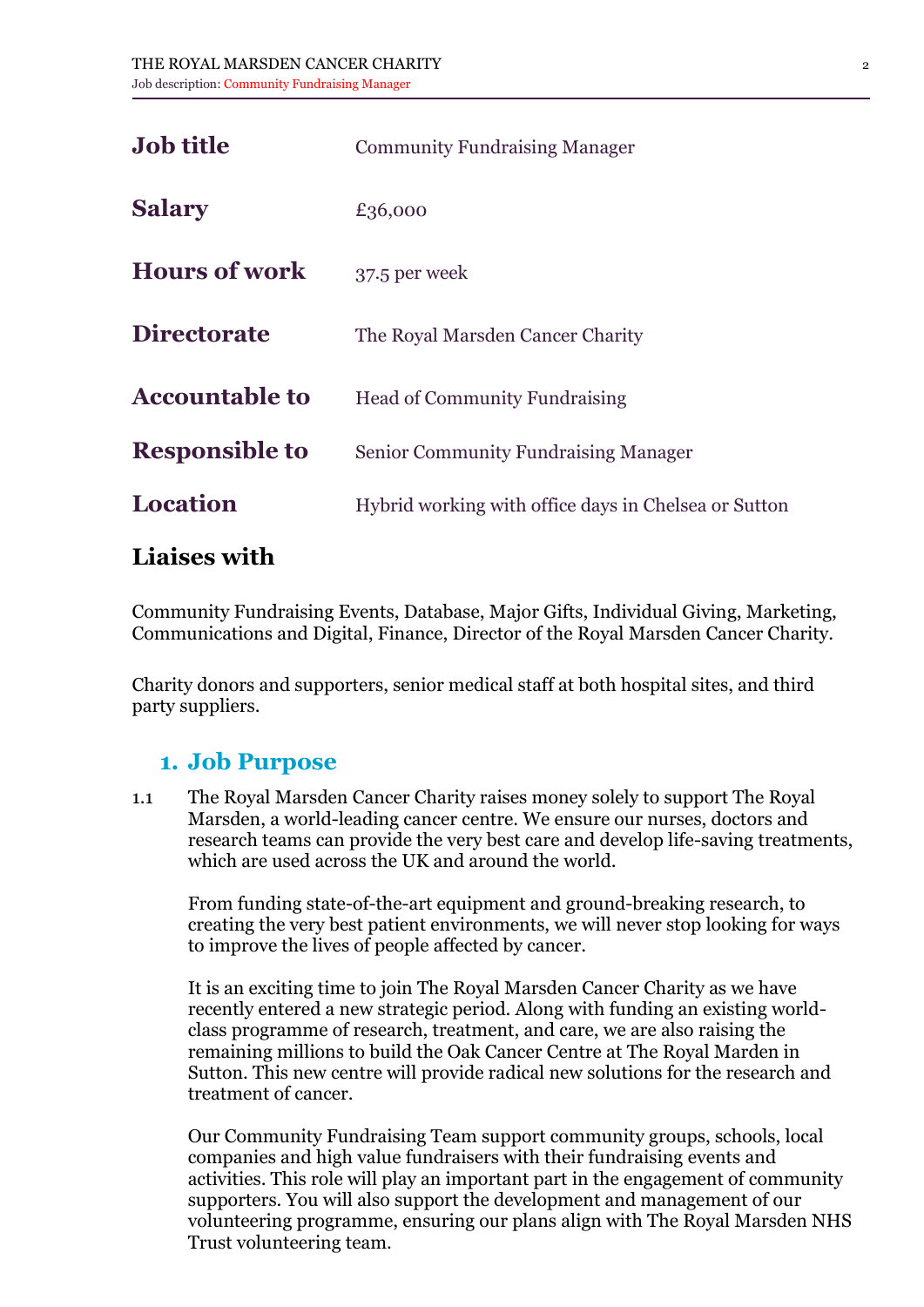| | |
|---|---|
| **Job title** | Community Fundraising Manager |
| **Salary** | £36,000 |
| **Hours of work** | 37.5 per week |
| **Directorate** | The Royal Marsden Cancer Charity |
| **Accountable to** | Head of Community Fundraising |
| **Responsible to** | Senior Community Fundraising Manager |
| **Location** | Hybrid working with office days in Chelsea or Sutton |

## Liaises with

Community Fundraising Events, Database, Major Gifts, Individual Giving, Marketing, Communications and Digital, Finance, Director of the Royal Marsden Cancer Charity.

Charity donors and supporters, senior medical staff at both hospital sites, and third party suppliers.

## 1. Job Purpose

1.1 The Royal Marsden Cancer Charity raises money solely to support The Royal Marsden, a world-leading cancer centre. We ensure our nurses, doctors and research teams can provide the very best care and develop life-saving treatments, which are used across the UK and around the world.

From funding state-of-the-art equipment and ground-breaking research, to creating the very best patient environments, we will never stop looking for ways to improve the lives of people affected by cancer.

It is an exciting time to join The Royal Marsden Cancer Charity as we have recently entered a new strategic period. Along with funding an existing world-class programme of research, treatment, and care, we are also raising the remaining millions to build the Oak Cancer Centre at The Royal Marden in Sutton. This new centre will provide radical new solutions for the research and treatment of cancer.

Our Community Fundraising Team support community groups, schools, local companies and high value fundraisers with their fundraising events and activities. This role will play an important part in the engagement of community supporters. You will also support the development and management of our volunteering programme, ensuring our plans align with The Royal Marsden NHS Trust volunteering team.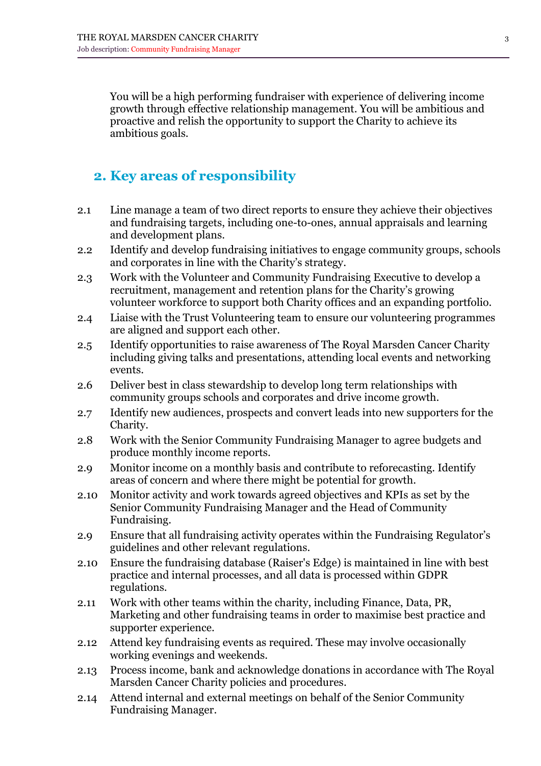You will be a high performing fundraiser with experience of delivering income growth through effective relationship management. You will be ambitious and proactive and relish the opportunity to support the Charity to achieve its ambitious goals.

## 2. Key areas of responsibility

2.1 Line manage a team of two direct reports to ensure they achieve their objectives and fundraising targets, including one-to-ones, annual appraisals and learning and development plans.

2.2 Identify and develop fundraising initiatives to engage community groups, schools and corporates in line with the Charity's strategy.

2.3 Work with the Volunteer and Community Fundraising Executive to develop a recruitment, management and retention plans for the Charity's growing volunteer workforce to support both Charity offices and an expanding portfolio.

2.4 Liaise with the Trust Volunteering team to ensure our volunteering programmes are aligned and support each other.

2.5 Identify opportunities to raise awareness of The Royal Marsden Cancer Charity including giving talks and presentations, attending local events and networking events.

2.6 Deliver best in class stewardship to develop long term relationships with community groups schools and corporates and drive income growth.

2.7 Identify new audiences, prospects and convert leads into new supporters for the Charity.

2.8 Work with the Senior Community Fundraising Manager to agree budgets and produce monthly income reports.

2.9 Monitor income on a monthly basis and contribute to reforecasting. Identify areas of concern and where there might be potential for growth.

2.10 Monitor activity and work towards agreed objectives and KPIs as set by the Senior Community Fundraising Manager and the Head of Community Fundraising.

2.9 Ensure that all fundraising activity operates within the Fundraising Regulator's guidelines and other relevant regulations.

2.10 Ensure the fundraising database (Raiser's Edge) is maintained in line with best practice and internal processes, and all data is processed within GDPR regulations.

2.11 Work with other teams within the charity, including Finance, Data, PR, Marketing and other fundraising teams in order to maximise best practice and supporter experience.

2.12 Attend key fundraising events as required. These may involve occasionally working evenings and weekends.

2.13 Process income, bank and acknowledge donations in accordance with The Royal Marsden Cancer Charity policies and procedures.

2.14 Attend internal and external meetings on behalf of the Senior Community Fundraising Manager.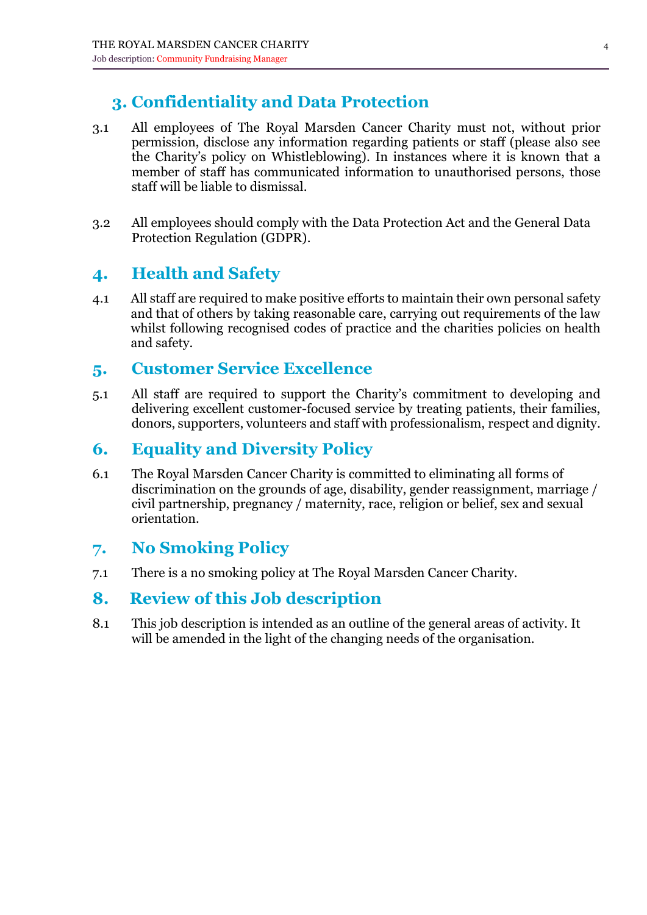## 3. Confidentiality and Data Protection

3.1 All employees of The Royal Marsden Cancer Charity must not, without prior permission, disclose any information regarding patients or staff (please also see the Charity's policy on Whistleblowing). In instances where it is known that a member of staff has communicated information to unauthorised persons, those staff will be liable to dismissal.

3.2 All employees should comply with the Data Protection Act and the General Data Protection Regulation (GDPR).

## 4. Health and Safety

4.1 All staff are required to make positive efforts to maintain their own personal safety and that of others by taking reasonable care, carrying out requirements of the law whilst following recognised codes of practice and the charities policies on health and safety.

## 5. Customer Service Excellence

5.1 All staff are required to support the Charity's commitment to developing and delivering excellent customer-focused service by treating patients, their families, donors, supporters, volunteers and staff with professionalism, respect and dignity.

## 6. Equality and Diversity Policy

6.1 The Royal Marsden Cancer Charity is committed to eliminating all forms of discrimination on the grounds of age, disability, gender reassignment, marriage / civil partnership, pregnancy / maternity, race, religion or belief, sex and sexual orientation.

## 7. No Smoking Policy

7.1 There is a no smoking policy at The Royal Marsden Cancer Charity.

## 8. Review of this Job description

8.1 This job description is intended as an outline of the general areas of activity. It will be amended in the light of the changing needs of the organisation.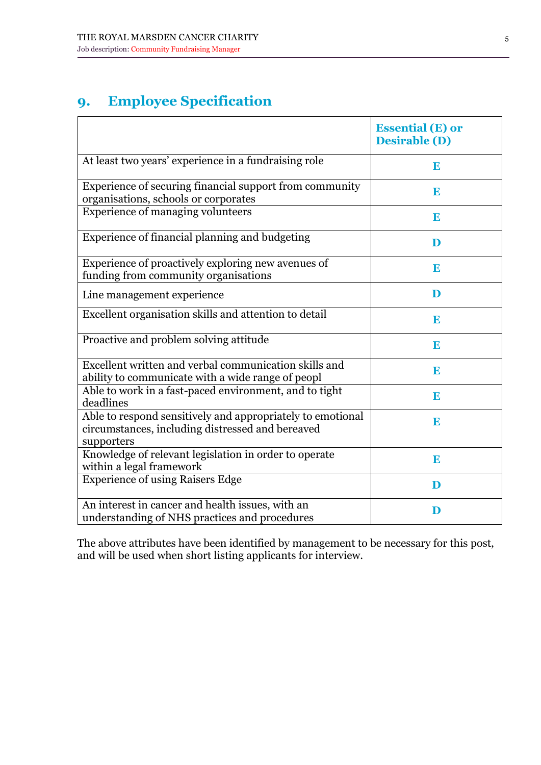## 9. Employee Specification

| | Essential (E) or Desirable (D) |
|---|---|
| At least two years' experience in a fundraising role | E |
| Experience of securing financial support from community organisations, schools or corporates | E |
| Experience of managing volunteers | E |
| Experience of financial planning and budgeting | D |
| Experience of proactively exploring new avenues of funding from community organisations | E |
| Line management experience | D |
| Excellent organisation skills and attention to detail | E |
| Proactive and problem solving attitude | E |
| Excellent written and verbal communication skills and ability to communicate with a wide range of peopl | E |
| Able to work in a fast-paced environment, and to tight deadlines | E |
| Able to respond sensitively and appropriately to emotional circumstances, including distressed and bereaved supporters | E |
| Knowledge of relevant legislation in order to operate within a legal framework | E |
| Experience of using Raisers Edge | D |
| An interest in cancer and health issues, with an understanding of NHS practices and procedures | D |

The above attributes have been identified by management to be necessary for this post, and will be used when short listing applicants for interview.